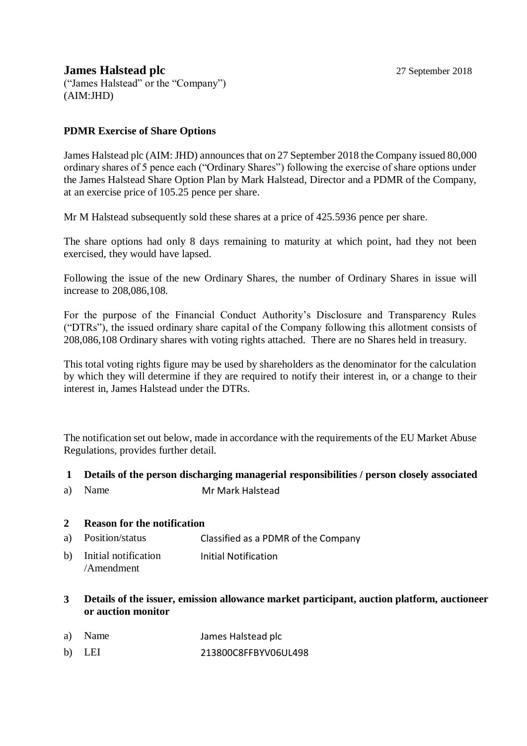**James Halstead plc** 27 September 2018

("James Halstead" or the "Company")
(AIM:JHD)

**PDMR Exercise of Share Options**

James Halstead plc (AIM: JHD) announces that on 27 September 2018 the Company issued 80,000 ordinary shares of 5 pence each ("Ordinary Shares") following the exercise of share options under the James Halstead Share Option Plan by Mark Halstead, Director and a PDMR of the Company, at an exercise price of 105.25 pence per share.

Mr M Halstead subsequently sold these shares at a price of 425.5936 pence per share.

The share options had only 8 days remaining to maturity at which point, had they not been exercised, they would have lapsed.

Following the issue of the new Ordinary Shares, the number of Ordinary Shares in issue will increase to 208,086,108.

For the purpose of the Financial Conduct Authority's Disclosure and Transparency Rules ("DTRs"), the issued ordinary share capital of the Company following this allotment consists of 208,086,108 Ordinary shares with voting rights attached. There are no Shares held in treasury.

This total voting rights figure may be used by shareholders as the denominator for the calculation by which they will determine if they are required to notify their interest in, or a change to their interest in, James Halstead under the DTRs.

The notification set out below, made in accordance with the requirements of the EU Market Abuse Regulations, provides further detail.

| | | |
|---|---|---|
| **1** | **Details of the person discharging managerial responsibilities / person closely associated** | |
| a) | Name | Mr Mark Halstead |
| **2** | **Reason for the notification** | |
| a) | Position/status | Classified as a PDMR of the Company |
| b) | Initial notification /Amendment | Initial Notification |
| **3** | **Details of the issuer, emission allowance market participant, auction platform, auctioneer or auction monitor** | |
| a) | Name | James Halstead plc |
| b) | LEI | 213800C8FFBYV06UL498 |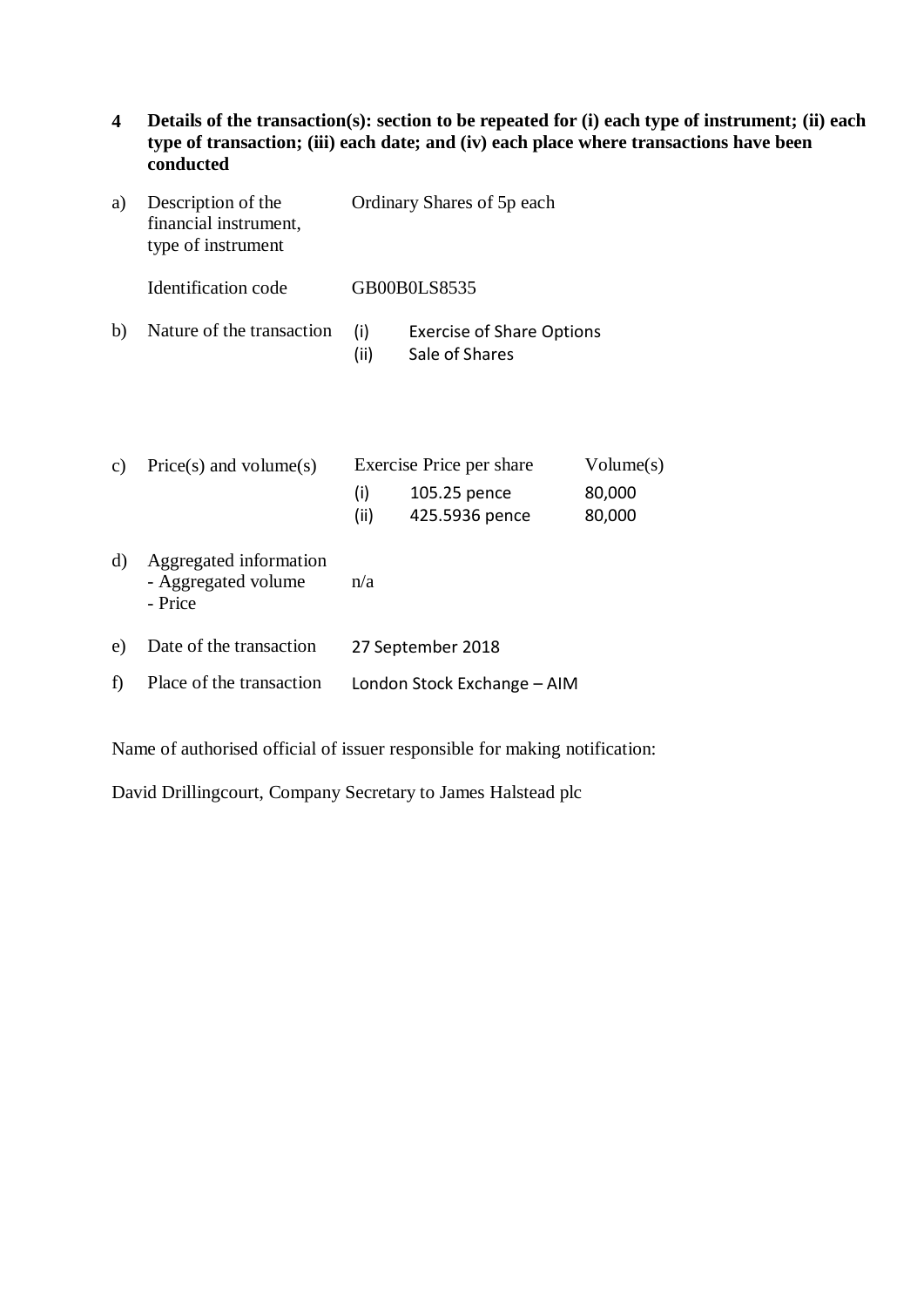**4 Details of the transaction(s): section to be repeated for (i) each type of instrument; (ii) each type of transaction; (iii) each date; and (iv) each place where transactions have been conducted**

| | | | | |
|---|---|---|---|---|
| a) | Description of the financial instrument, type of instrument | Ordinary Shares of 5p each | | |
| | Identification code | GB00B0LS8535 | | |
| b) | Nature of the transaction | (i) Exercise of Share Options<br>(ii) Sale of Shares | | |
| c) | Price(s) and volume(s) | Exercise Price per share | | Volume(s) |
| | | (i) | 105.25 pence | 80,000 |
| | | (ii) | 425.5936 pence | 80,000 |
| d) | Aggregated information<br>- Aggregated volume<br>- Price | n/a | | |
| e) | Date of the transaction | 27 September 2018 | | |
| f) | Place of the transaction | London Stock Exchange – AIM | | |

Name of authorised official of issuer responsible for making notification:

David Drillingcourt, Company Secretary to James Halstead plc